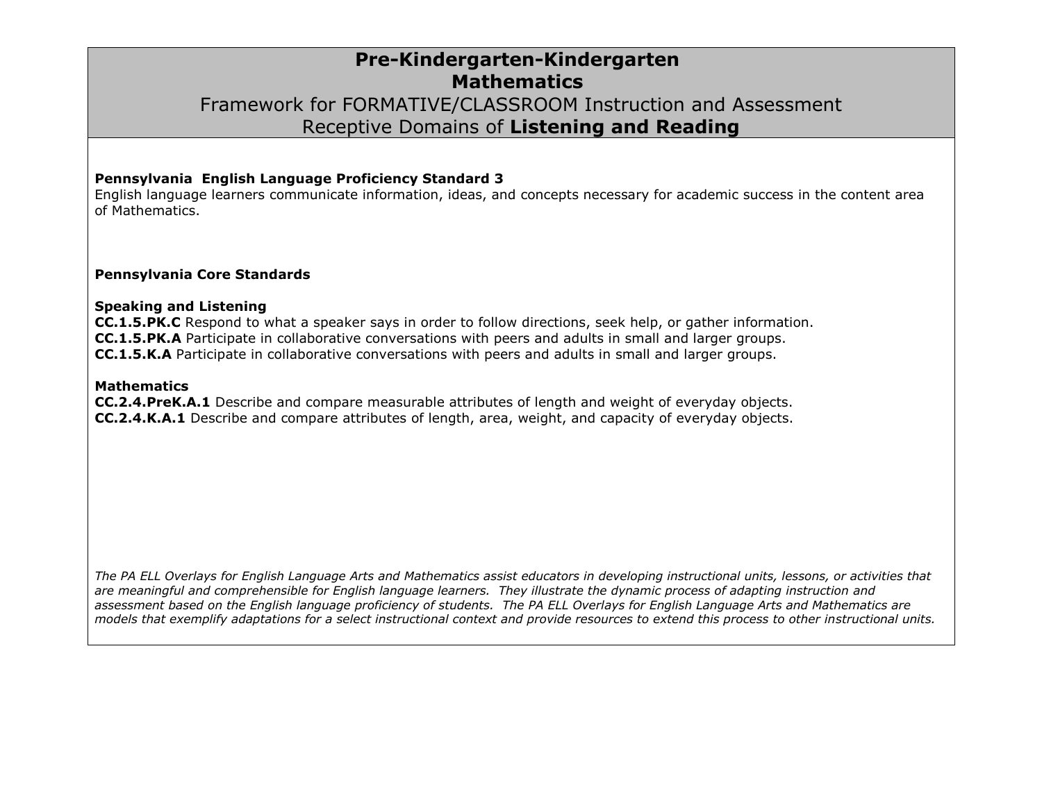# Pre-Kindergarten-Kindergarten
# Mathematics

## Framework for FORMATIVE/CLASSROOM Instruction and Assessment
## Receptive Domains of **Listening and Reading**

**Pennsylvania English Language Proficiency Standard 3**
English language learners communicate information, ideas, and concepts necessary for academic success in the content area of Mathematics.

**Pennsylvania Core Standards**

**Speaking and Listening**
**CC.1.5.PK.C** Respond to what a speaker says in order to follow directions, seek help, or gather information.
**CC.1.5.PK.A** Participate in collaborative conversations with peers and adults in small and larger groups.
**CC.1.5.K.A** Participate in collaborative conversations with peers and adults in small and larger groups.

**Mathematics**
**CC.2.4.PreK.A.1** Describe and compare measurable attributes of length and weight of everyday objects.
**CC.2.4.K.A.1** Describe and compare attributes of length, area, weight, and capacity of everyday objects.

*The PA ELL Overlays for English Language Arts and Mathematics assist educators in developing instructional units, lessons, or activities that are meaningful and comprehensible for English language learners. They illustrate the dynamic process of adapting instruction and assessment based on the English language proficiency of students. The PA ELL Overlays for English Language Arts and Mathematics are models that exemplify adaptations for a select instructional context and provide resources to extend this process to other instructional units.*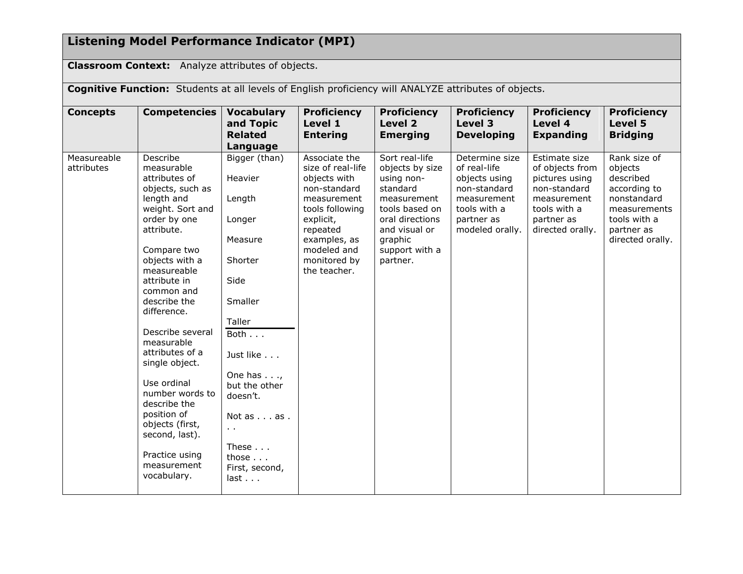## Listening Model Performance Indicator (MPI)

**Classroom Context:** Analyze attributes of objects.

**Cognitive Function:** Students at all levels of English proficiency will ANALYZE attributes of objects.

| Concepts | Competencies | Vocabulary and Topic Related Language | Proficiency Level 1 Entering | Proficiency Level 2 Emerging | Proficiency Level 3 Developing | Proficiency Level 4 Expanding | Proficiency Level 5 Bridging |
|---|---|---|---|---|---|---|---|
| Measureable attributes | Describe measurable attributes of objects, such as length and weight. Sort and order by one attribute.<br><br>Compare two objects with a measureable attribute in common and describe the difference.<br><br>Describe several measurable attributes of a single object.<br><br>Use ordinal number words to describe the position of objects (first, second, last).<br><br>Practice using measurement vocabulary. | Bigger (than)<br><br>Heavier<br><br>Length<br><br>Longer<br><br>Measure<br><br>Shorter<br><br>Side<br><br>Smaller<br><br>Taller<br>___<br>Both . . .<br><br>Just like . . .<br><br>One has . . ., but the other doesn't.<br><br>Not as . . . as . . .<br><br>These . . . those . . .<br>First, second, last . . . | Associate the size of real-life objects with non-standard measurement tools following explicit, repeated examples, as modeled and monitored by the teacher. | Sort real-life objects by size using non-standard measurement tools based on oral directions and visual or graphic support with a partner. | Determine size of real-life objects using non-standard measurement tools with a partner as modeled orally. | Estimate size of objects from pictures using non-standard measurement tools with a partner as directed orally. | Rank size of objects described according to nonstandard measurements tools with a partner as directed orally. |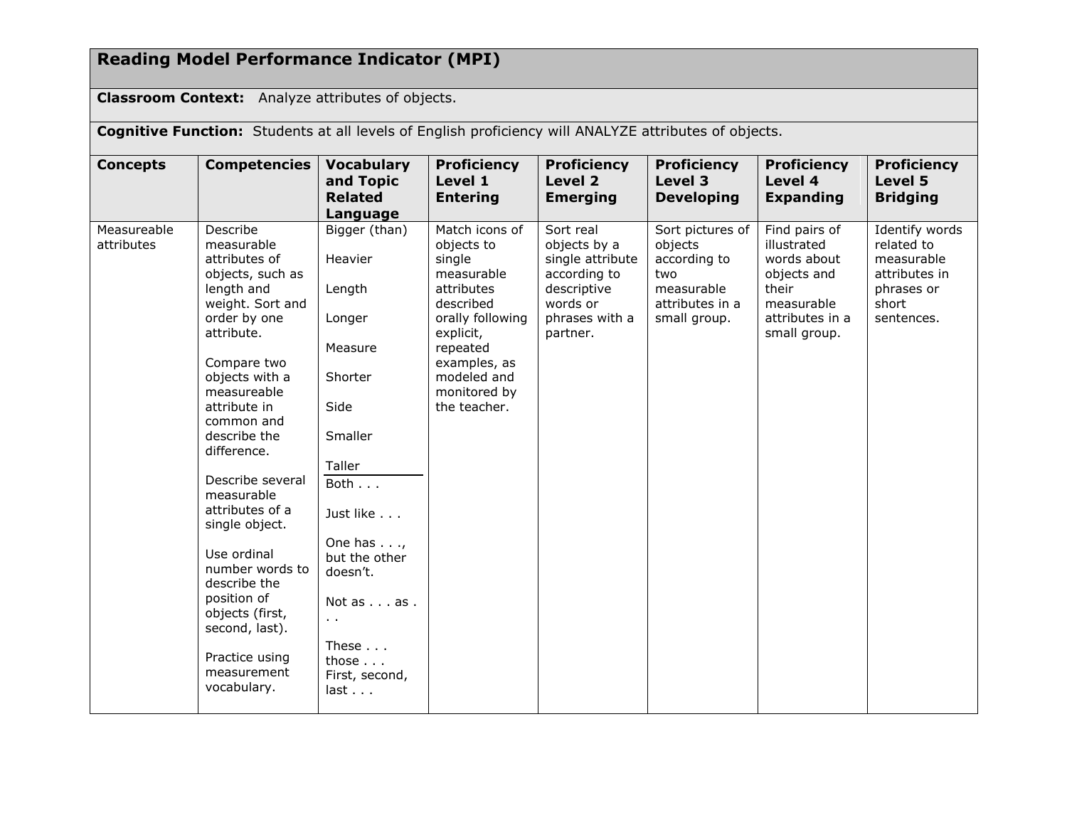## Reading Model Performance Indicator (MPI)

**Classroom Context:** Analyze attributes of objects.

**Cognitive Function:** Students at all levels of English proficiency will ANALYZE attributes of objects.

| Concepts | Competencies | Vocabulary and Topic Related Language | Proficiency Level 1 Entering | Proficiency Level 2 Emerging | Proficiency Level 3 Developing | Proficiency Level 4 Expanding | Proficiency Level 5 Bridging |
|---|---|---|---|---|---|---|---|
| Measureable attributes | Describe measurable attributes of objects, such as length and weight. Sort and order by one attribute.<br><br>Compare two objects with a measureable attribute in common and describe the difference.<br><br>Describe several measurable attributes of a single object.<br><br>Use ordinal number words to describe the position of objects (first, second, last).<br><br>Practice using measurement vocabulary. | Bigger (than)<br><br>Heavier<br><br>Length<br><br>Longer<br><br>Measure<br><br>Shorter<br><br>Side<br><br>Smaller<br><br>Taller<br>---<br>Both . . .<br><br>Just like . . .<br><br>One has . . ., but the other doesn't.<br><br>Not as . . . as . . .<br><br>These . . . those . . .<br>First, second, last . . . | Match icons of objects to single measurable attributes described orally following explicit, repeated examples, as modeled and monitored by the teacher. | Sort real objects by a single attribute according to descriptive words or phrases with a partner. | Sort pictures of objects according to two measurable attributes in a small group. | Find pairs of illustrated words about objects and their measurable attributes in a small group. | Identify words related to measurable attributes in phrases or short sentences. |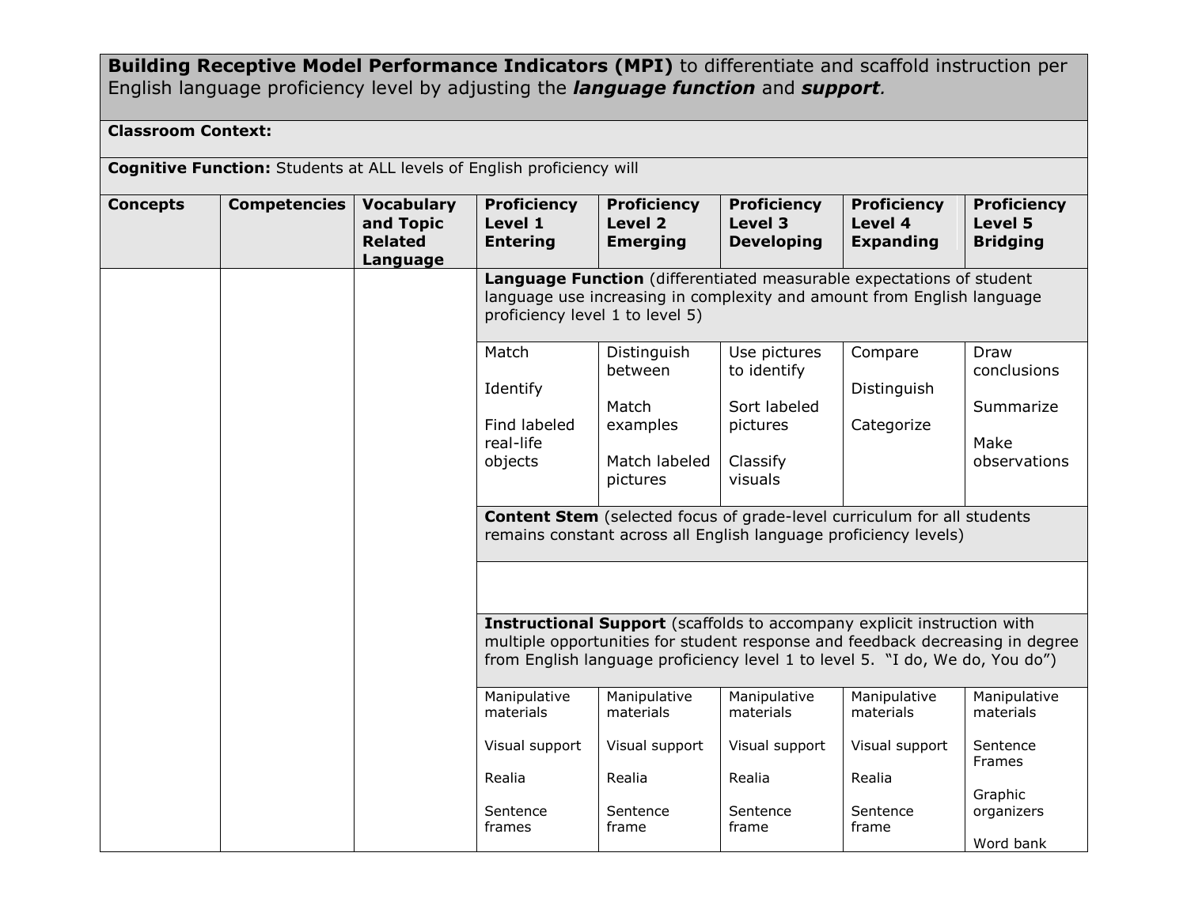**Building Receptive Model Performance Indicators (MPI)** to differentiate and scaffold instruction per English language proficiency level by adjusting the ***language function*** and ***support***.

**Classroom Context:**

**Cognitive Function:** Students at ALL levels of English proficiency will

| **Concepts** | **Competencies** | **Vocabulary and Topic Related Language** | **Proficiency Level 1 Entering** | **Proficiency Level 2 Emerging** | **Proficiency Level 3 Developing** | **Proficiency Level 4 Expanding** | **Proficiency Level 5 Bridging** |
|---|---|---|---|---|---|---|---|
| | | | **Language Function** (differentiated measurable expectations of student language use increasing in complexity and amount from English language proficiency level 1 to level 5) | | | | |
| | | | Match<br><br>Identify<br><br>Find labeled real-life objects | Distinguish between<br><br>Match examples<br><br>Match labeled pictures | Use pictures to identify<br><br>Sort labeled pictures<br><br>Classify visuals | Compare<br><br>Distinguish<br><br>Categorize | Draw conclusions<br><br>Summarize<br><br>Make observations |
| | | | **Content Stem** (selected focus of grade-level curriculum for all students remains constant across all English language proficiency levels) | | | | |
| | | | | | | | |
| | | | **Instructional Support** (scaffolds to accompany explicit instruction with multiple opportunities for student response and feedback decreasing in degree from English language proficiency level 1 to level 5. "I do, We do, You do") | | | | |
| | | | Manipulative materials<br><br>Visual support<br><br>Realia<br><br>Sentence frames | Manipulative materials<br><br>Visual support<br><br>Realia<br><br>Sentence frame | Manipulative materials<br><br>Visual support<br><br>Realia<br><br>Sentence frame | Manipulative materials<br><br>Visual support<br><br>Realia<br><br>Sentence frame | Manipulative materials<br><br>Sentence Frames<br><br>Graphic organizers<br><br>Word bank |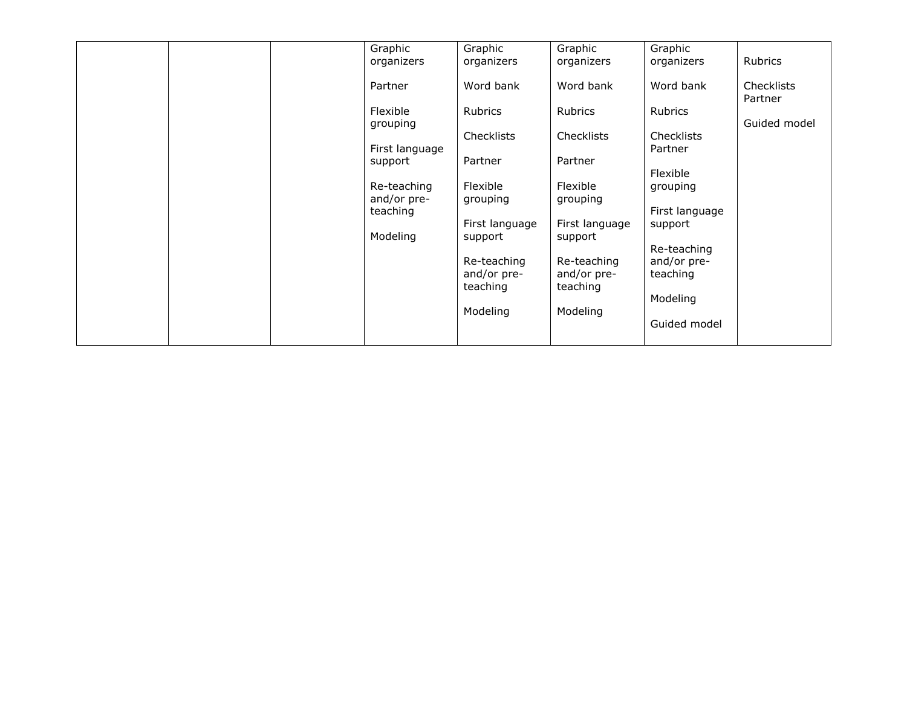| | | | | | | | |
|---|---|---|---|---|---|---|---|
| | | | Graphic organizers<br><br>Partner<br><br>Flexible grouping<br><br>First language support<br><br>Re-teaching and/or pre-teaching<br><br>Modeling | Graphic organizers<br><br>Word bank<br><br>Rubrics<br><br>Checklists<br><br>Partner<br><br>Flexible grouping<br><br>First language support<br><br>Re-teaching and/or pre-teaching<br><br>Modeling | Graphic organizers<br><br>Word bank<br><br>Rubrics<br><br>Checklists<br><br>Partner<br><br>Flexible grouping<br><br>First language support<br><br>Re-teaching and/or pre-teaching<br><br>Modeling | Graphic organizers<br><br>Word bank<br><br>Rubrics<br><br>Checklists<br>Partner<br><br>Flexible grouping<br><br>First language support<br><br>Re-teaching and/or pre-teaching<br><br>Modeling<br><br>Guided model | Rubrics<br><br>Checklists<br>Partner<br><br>Guided model |